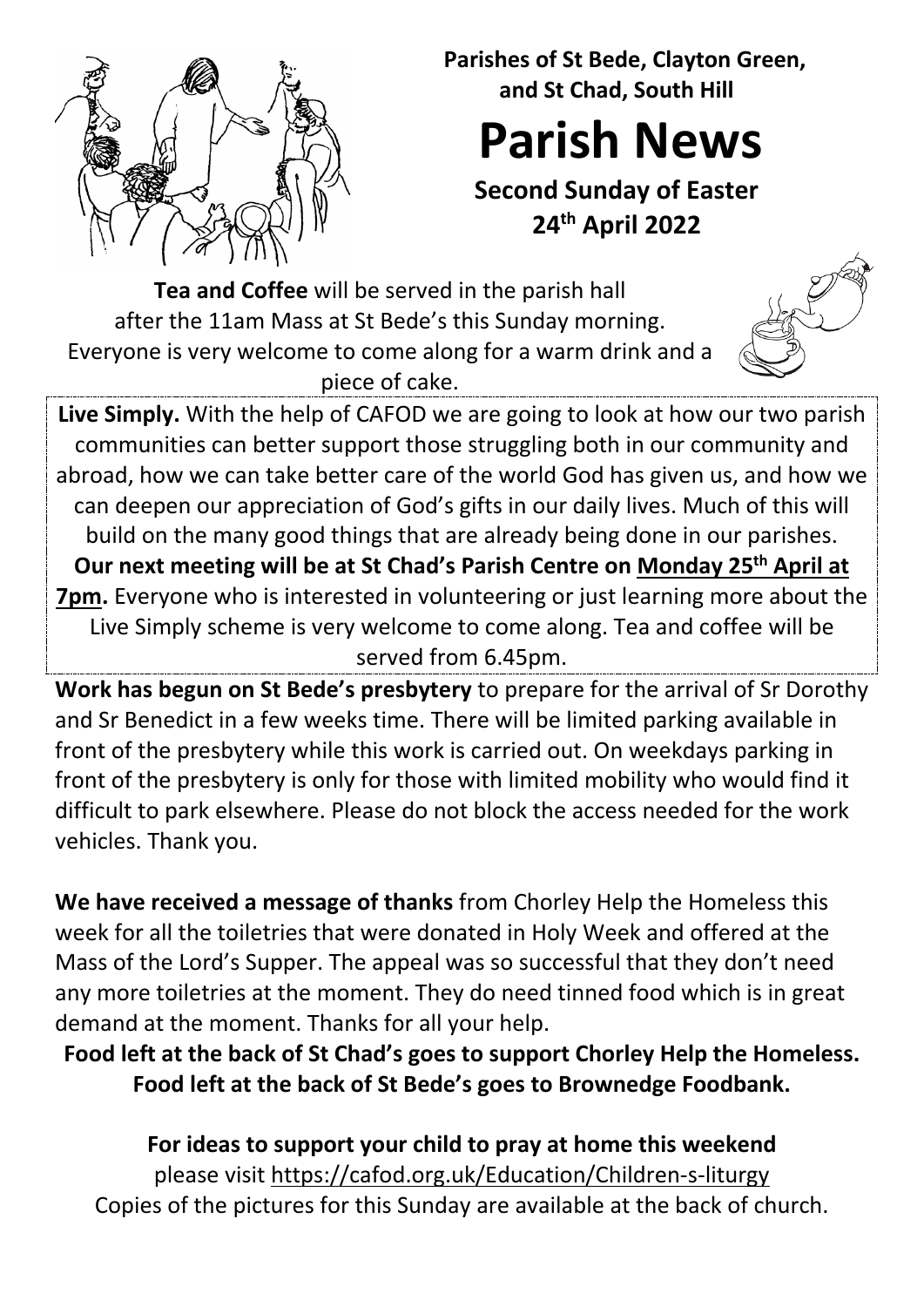**Parishes of St Bede, Clayton Green, and St Chad, South Hill**

# Parish News

**Second Sunday of Easter**
**24th April 2022**

**Tea and Coffee** will be served in the parish hall after the 11am Mass at St Bede's this Sunday morning. Everyone is very welcome to come along for a warm drink and a piece of cake.

**Live Simply.** With the help of CAFOD we are going to look at how our two parish communities can better support those struggling both in our community and abroad, how we can take better care of the world God has given us, and how we can deepen our appreciation of God's gifts in our daily lives. Much of this will build on the many good things that are already being done in our parishes. **Our next meeting will be at St Chad's Parish Centre on Monday 25th April at 7pm.** Everyone who is interested in volunteering or just learning more about the Live Simply scheme is very welcome to come along. Tea and coffee will be served from 6.45pm.

**Work has begun on St Bede's presbytery** to prepare for the arrival of Sr Dorothy and Sr Benedict in a few weeks time. There will be limited parking available in front of the presbytery while this work is carried out. On weekdays parking in front of the presbytery is only for those with limited mobility who would find it difficult to park elsewhere. Please do not block the access needed for the work vehicles. Thank you.

**We have received a message of thanks** from Chorley Help the Homeless this week for all the toiletries that were donated in Holy Week and offered at the Mass of the Lord's Supper. The appeal was so successful that they don't need any more toiletries at the moment. They do need tinned food which is in great demand at the moment. Thanks for all your help.

**Food left at the back of St Chad's goes to support Chorley Help the Homeless. Food left at the back of St Bede's goes to Brownedge Foodbank.**

**For ideas to support your child to pray at home this weekend** please visit https://cafod.org.uk/Education/Children-s-liturgy
Copies of the pictures for this Sunday are available at the back of church.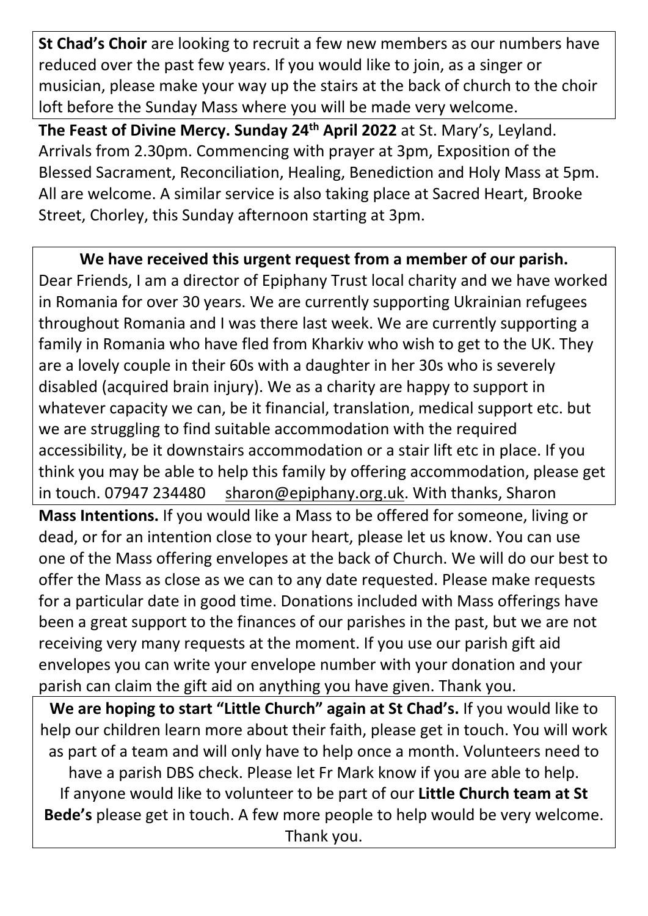**St Chad's Choir** are looking to recruit a few new members as our numbers have reduced over the past few years. If you would like to join, as a singer or musician, please make your way up the stairs at the back of church to the choir loft before the Sunday Mass where you will be made very welcome.

**The Feast of Divine Mercy. Sunday 24th April 2022** at St. Mary's, Leyland. Arrivals from 2.30pm. Commencing with prayer at 3pm, Exposition of the Blessed Sacrament, Reconciliation, Healing, Benediction and Holy Mass at 5pm. All are welcome. A similar service is also taking place at Sacred Heart, Brooke Street, Chorley, this Sunday afternoon starting at 3pm.

**We have received this urgent request from a member of our parish.**

Dear Friends, I am a director of Epiphany Trust local charity and we have worked in Romania for over 30 years. We are currently supporting Ukrainian refugees throughout Romania and I was there last week. We are currently supporting a family in Romania who have fled from Kharkiv who wish to get to the UK. They are a lovely couple in their 60s with a daughter in her 30s who is severely disabled (acquired brain injury). We as a charity are happy to support in whatever capacity we can, be it financial, translation, medical support etc. but we are struggling to find suitable accommodation with the required accessibility, be it downstairs accommodation or a stair lift etc in place. If you think you may be able to help this family by offering accommodation, please get in touch. 07947 234480 sharon@epiphany.org.uk. With thanks, Sharon

**Mass Intentions.** If you would like a Mass to be offered for someone, living or dead, or for an intention close to your heart, please let us know. You can use one of the Mass offering envelopes at the back of Church. We will do our best to offer the Mass as close as we can to any date requested. Please make requests for a particular date in good time. Donations included with Mass offerings have been a great support to the finances of our parishes in the past, but we are not receiving very many requests at the moment. If you use our parish gift aid envelopes you can write your envelope number with your donation and your parish can claim the gift aid on anything you have given. Thank you.

**We are hoping to start "Little Church" again at St Chad's.** If you would like to help our children learn more about their faith, please get in touch. You will work as part of a team and will only have to help once a month. Volunteers need to have a parish DBS check. Please let Fr Mark know if you are able to help.

If anyone would like to volunteer to be part of our **Little Church team at St Bede's** please get in touch. A few more people to help would be very welcome. Thank you.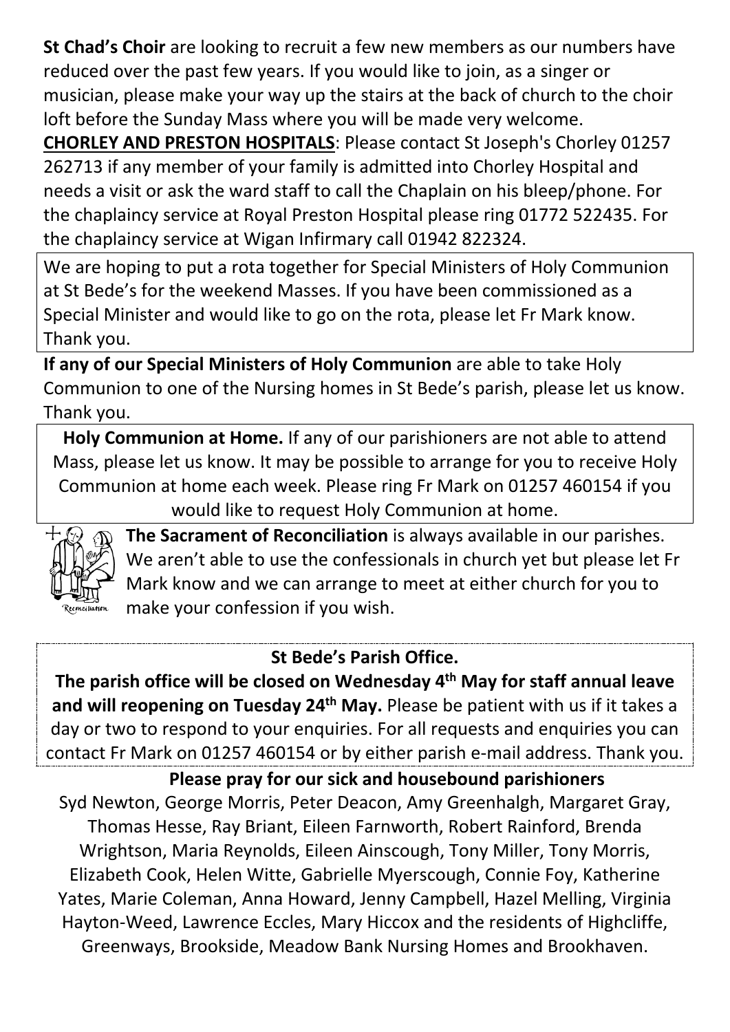**St Chad's Choir** are looking to recruit a few new members as our numbers have reduced over the past few years. If you would like to join, as a singer or musician, please make your way up the stairs at the back of church to the choir loft before the Sunday Mass where you will be made very welcome.

**CHORLEY AND PRESTON HOSPITALS**: Please contact St Joseph's Chorley 01257 262713 if any member of your family is admitted into Chorley Hospital and needs a visit or ask the ward staff to call the Chaplain on his bleep/phone. For the chaplaincy service at Royal Preston Hospital please ring 01772 522435. For the chaplaincy service at Wigan Infirmary call 01942 822324.

We are hoping to put a rota together for Special Ministers of Holy Communion at St Bede's for the weekend Masses. If you have been commissioned as a Special Minister and would like to go on the rota, please let Fr Mark know. Thank you.

**If any of our Special Ministers of Holy Communion** are able to take Holy Communion to one of the Nursing homes in St Bede's parish, please let us know. Thank you.

**Holy Communion at Home.** If any of our parishioners are not able to attend Mass, please let us know. It may be possible to arrange for you to receive Holy Communion at home each week. Please ring Fr Mark on 01257 460154 if you would like to request Holy Communion at home.

**The Sacrament of Reconciliation** is always available in our parishes. We aren't able to use the confessionals in church yet but please let Fr Mark know and we can arrange to meet at either church for you to make your confession if you wish.

**St Bede's Parish Office.**

**The parish office will be closed on Wednesday 4th May for staff annual leave and will reopening on Tuesday 24th May.** Please be patient with us if it takes a day or two to respond to your enquiries. For all requests and enquiries you can contact Fr Mark on 01257 460154 or by either parish e-mail address. Thank you.

**Please pray for our sick and housebound parishioners**

Syd Newton, George Morris, Peter Deacon, Amy Greenhalgh, Margaret Gray, Thomas Hesse, Ray Briant, Eileen Farnworth, Robert Rainford, Brenda Wrightson, Maria Reynolds, Eileen Ainscough, Tony Miller, Tony Morris, Elizabeth Cook, Helen Witte, Gabrielle Myerscough, Connie Foy, Katherine Yates, Marie Coleman, Anna Howard, Jenny Campbell, Hazel Melling, Virginia Hayton-Weed, Lawrence Eccles, Mary Hiccox and the residents of Highcliffe, Greenways, Brookside, Meadow Bank Nursing Homes and Brookhaven.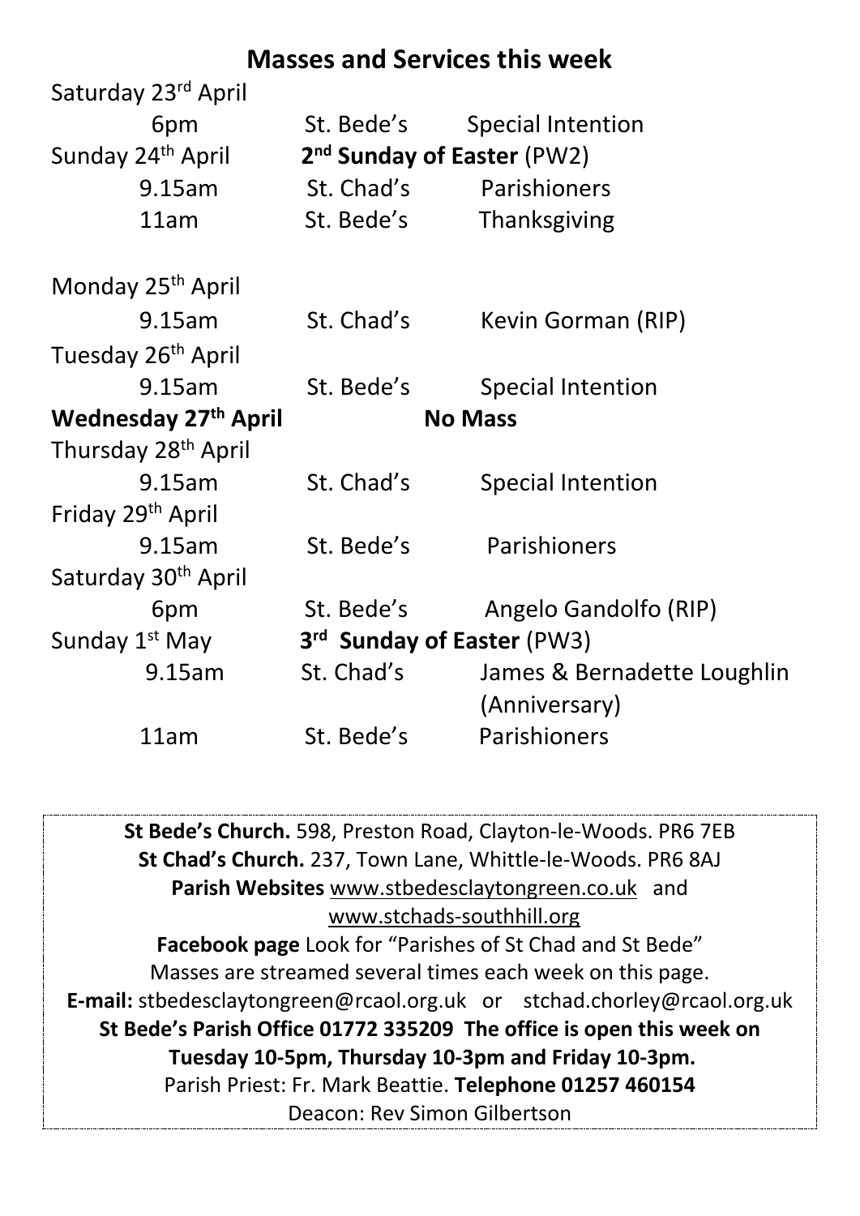## Masses and Services this week

| | | |
|---|---|---|
| Saturday 23rd April | | |
| 6pm | St. Bede's | Special Intention |
| Sunday 24th April | **2nd Sunday of Easter** (PW2) | |
| 9.15am | St. Chad's | Parishioners |
| 11am | St. Bede's | Thanksgiving |
| Monday 25th April | | |
| 9.15am | St. Chad's | Kevin Gorman (RIP) |
| Tuesday 26th April | | |
| 9.15am | St. Bede's | Special Intention |
| **Wednesday 27th April** | **No Mass** | |
| Thursday 28th April | | |
| 9.15am | St. Chad's | Special Intention |
| Friday 29th April | | |
| 9.15am | St. Bede's | Parishioners |
| Saturday 30th April | | |
| 6pm | St. Bede's | Angelo Gandolfo (RIP) |
| Sunday 1st May | **3rd Sunday of Easter** (PW3) | |
| 9.15am | St. Chad's | James & Bernadette Loughlin (Anniversary) |
| 11am | St. Bede's | Parishioners |

**St Bede's Church.** 598, Preston Road, Clayton-le-Woods. PR6 7EB
**St Chad's Church.** 237, Town Lane, Whittle-le-Woods. PR6 8AJ
**Parish Websites** www.stbedesclaytongreen.co.uk and www.stchads-southhill.org
**Facebook page** Look for "Parishes of St Chad and St Bede"
Masses are streamed several times each week on this page.
**E-mail:** stbedesclaytongreen@rcaol.org.uk or stchad.chorley@rcaol.org.uk
**St Bede's Parish Office 01772 335209 The office is open this week on Tuesday 10-5pm, Thursday 10-3pm and Friday 10-3pm.**
Parish Priest: Fr. Mark Beattie. **Telephone 01257 460154**
Deacon: Rev Simon Gilbertson